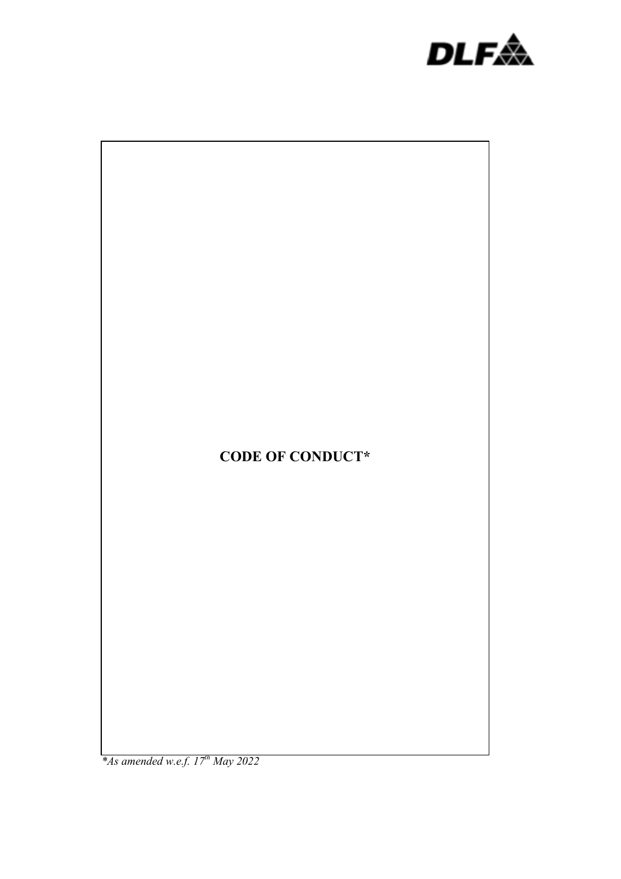DLF

# CODE OF CONDUCT*

*\*As amended w.e.f. 17th May 2022*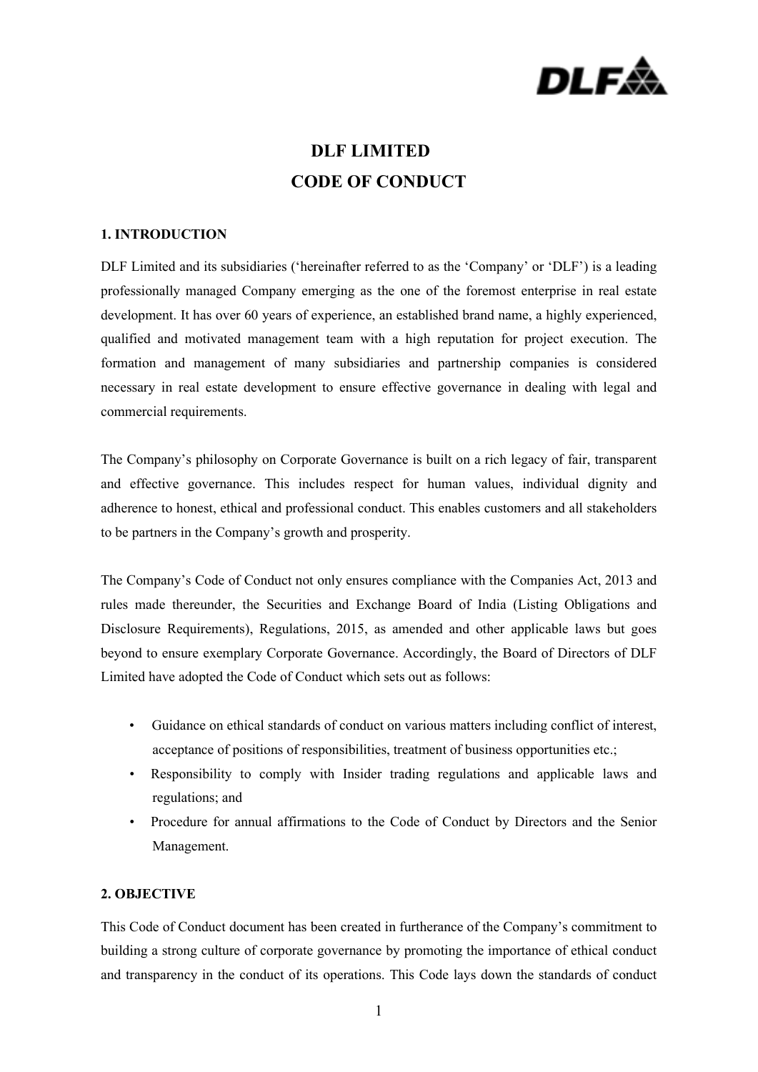# DLF LIMITED
# CODE OF CONDUCT

## 1. INTRODUCTION

DLF Limited and its subsidiaries ('hereinafter referred to as the 'Company' or 'DLF') is a leading professionally managed Company emerging as the one of the foremost enterprise in real estate development. It has over 60 years of experience, an established brand name, a highly experienced, qualified and motivated management team with a high reputation for project execution. The formation and management of many subsidiaries and partnership companies is considered necessary in real estate development to ensure effective governance in dealing with legal and commercial requirements.

The Company's philosophy on Corporate Governance is built on a rich legacy of fair, transparent and effective governance. This includes respect for human values, individual dignity and adherence to honest, ethical and professional conduct. This enables customers and all stakeholders to be partners in the Company's growth and prosperity.

The Company's Code of Conduct not only ensures compliance with the Companies Act, 2013 and rules made thereunder, the Securities and Exchange Board of India (Listing Obligations and Disclosure Requirements), Regulations, 2015, as amended and other applicable laws but goes beyond to ensure exemplary Corporate Governance. Accordingly, the Board of Directors of DLF Limited have adopted the Code of Conduct which sets out as follows:

- Guidance on ethical standards of conduct on various matters including conflict of interest, acceptance of positions of responsibilities, treatment of business opportunities etc.;
- Responsibility to comply with Insider trading regulations and applicable laws and regulations; and
- Procedure for annual affirmations to the Code of Conduct by Directors and the Senior Management.

## 2. OBJECTIVE

This Code of Conduct document has been created in furtherance of the Company's commitment to building a strong culture of corporate governance by promoting the importance of ethical conduct and transparency in the conduct of its operations. This Code lays down the standards of conduct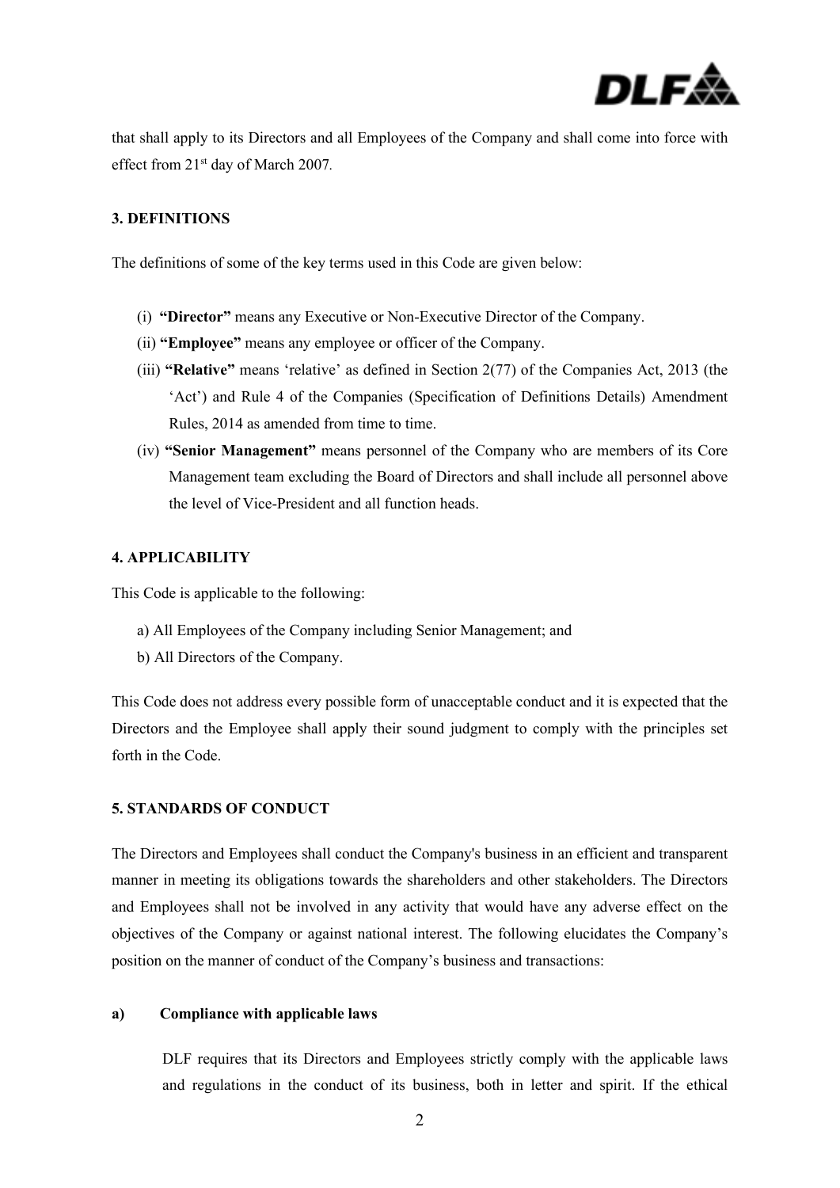that shall apply to its Directors and all Employees of the Company and shall come into force with effect from 21st day of March 2007.

## 3. DEFINITIONS

The definitions of some of the key terms used in this Code are given below:

(i) **"Director"** means any Executive or Non-Executive Director of the Company.

(ii) **"Employee"** means any employee or officer of the Company.

(iii) **"Relative"** means 'relative' as defined in Section 2(77) of the Companies Act, 2013 (the 'Act') and Rule 4 of the Companies (Specification of Definitions Details) Amendment Rules, 2014 as amended from time to time.

(iv) **"Senior Management"** means personnel of the Company who are members of its Core Management team excluding the Board of Directors and shall include all personnel above the level of Vice-President and all function heads.

## 4. APPLICABILITY

This Code is applicable to the following:

a) All Employees of the Company including Senior Management; and

b) All Directors of the Company.

This Code does not address every possible form of unacceptable conduct and it is expected that the Directors and the Employee shall apply their sound judgment to comply with the principles set forth in the Code.

## 5. STANDARDS OF CONDUCT

The Directors and Employees shall conduct the Company's business in an efficient and transparent manner in meeting its obligations towards the shareholders and other stakeholders. The Directors and Employees shall not be involved in any activity that would have any adverse effect on the objectives of the Company or against national interest. The following elucidates the Company's position on the manner of conduct of the Company's business and transactions:

### a) Compliance with applicable laws

DLF requires that its Directors and Employees strictly comply with the applicable laws and regulations in the conduct of its business, both in letter and spirit. If the ethical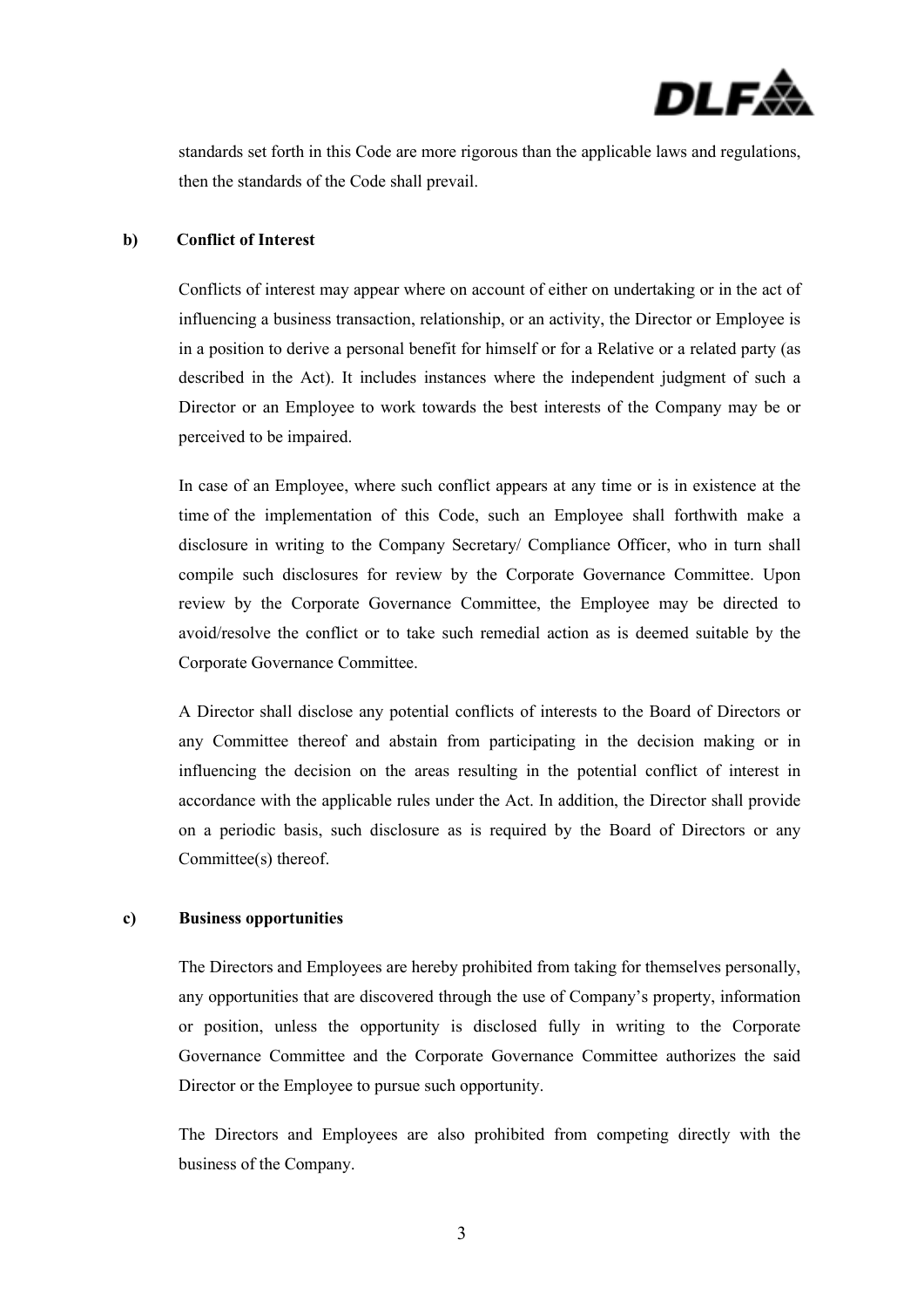standards set forth in this Code are more rigorous than the applicable laws and regulations, then the standards of the Code shall prevail.

**b) Conflict of Interest**

Conflicts of interest may appear where on account of either on undertaking or in the act of influencing a business transaction, relationship, or an activity, the Director or Employee is in a position to derive a personal benefit for himself or for a Relative or a related party (as described in the Act). It includes instances where the independent judgment of such a Director or an Employee to work towards the best interests of the Company may be or perceived to be impaired.

In case of an Employee, where such conflict appears at any time or is in existence at the time of the implementation of this Code, such an Employee shall forthwith make a disclosure in writing to the Company Secretary/ Compliance Officer, who in turn shall compile such disclosures for review by the Corporate Governance Committee. Upon review by the Corporate Governance Committee, the Employee may be directed to avoid/resolve the conflict or to take such remedial action as is deemed suitable by the Corporate Governance Committee.

A Director shall disclose any potential conflicts of interests to the Board of Directors or any Committee thereof and abstain from participating in the decision making or in influencing the decision on the areas resulting in the potential conflict of interest in accordance with the applicable rules under the Act. In addition, the Director shall provide on a periodic basis, such disclosure as is required by the Board of Directors or any Committee(s) thereof.

**c) Business opportunities**

The Directors and Employees are hereby prohibited from taking for themselves personally, any opportunities that are discovered through the use of Company's property, information or position, unless the opportunity is disclosed fully in writing to the Corporate Governance Committee and the Corporate Governance Committee authorizes the said Director or the Employee to pursue such opportunity.

The Directors and Employees are also prohibited from competing directly with the business of the Company.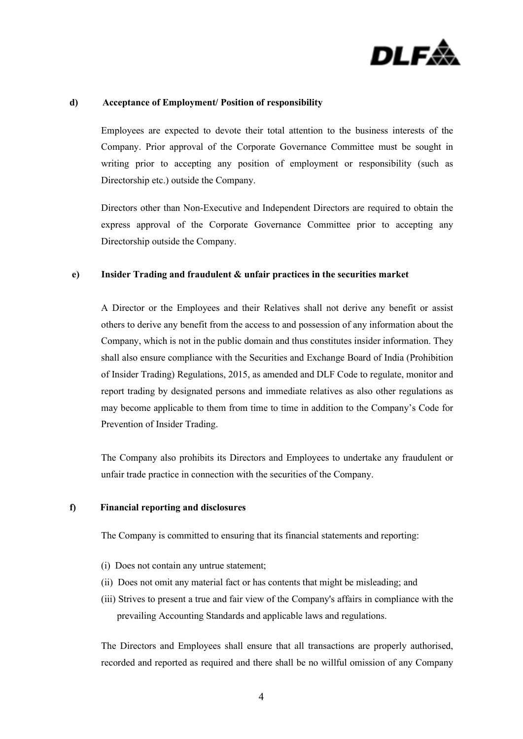**d) Acceptance of Employment/ Position of responsibility**

Employees are expected to devote their total attention to the business interests of the Company. Prior approval of the Corporate Governance Committee must be sought in writing prior to accepting any position of employment or responsibility (such as Directorship etc.) outside the Company.

Directors other than Non-Executive and Independent Directors are required to obtain the express approval of the Corporate Governance Committee prior to accepting any Directorship outside the Company.

**e) Insider Trading and fraudulent & unfair practices in the securities market**

A Director or the Employees and their Relatives shall not derive any benefit or assist others to derive any benefit from the access to and possession of any information about the Company, which is not in the public domain and thus constitutes insider information. They shall also ensure compliance with the Securities and Exchange Board of India (Prohibition of Insider Trading) Regulations, 2015, as amended and DLF Code to regulate, monitor and report trading by designated persons and immediate relatives as also other regulations as may become applicable to them from time to time in addition to the Company's Code for Prevention of Insider Trading.

The Company also prohibits its Directors and Employees to undertake any fraudulent or unfair trade practice in connection with the securities of the Company.

**f) Financial reporting and disclosures**

The Company is committed to ensuring that its financial statements and reporting:

(i) Does not contain any untrue statement;
(ii) Does not omit any material fact or has contents that might be misleading; and
(iii) Strives to present a true and fair view of the Company's affairs in compliance with the prevailing Accounting Standards and applicable laws and regulations.

The Directors and Employees shall ensure that all transactions are properly authorised, recorded and reported as required and there shall be no willful omission of any Company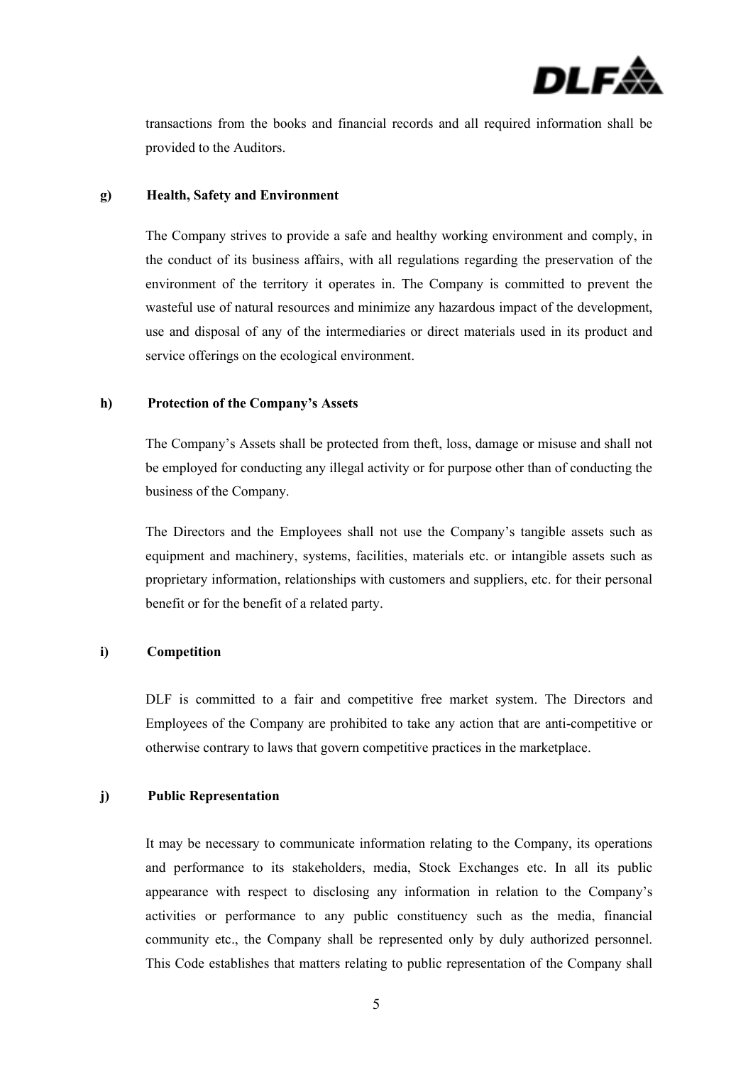transactions from the books and financial records and all required information shall be provided to the Auditors.

**g) Health, Safety and Environment**

The Company strives to provide a safe and healthy working environment and comply, in the conduct of its business affairs, with all regulations regarding the preservation of the environment of the territory it operates in. The Company is committed to prevent the wasteful use of natural resources and minimize any hazardous impact of the development, use and disposal of any of the intermediaries or direct materials used in its product and service offerings on the ecological environment.

**h) Protection of the Company's Assets**

The Company's Assets shall be protected from theft, loss, damage or misuse and shall not be employed for conducting any illegal activity or for purpose other than of conducting the business of the Company.

The Directors and the Employees shall not use the Company's tangible assets such as equipment and machinery, systems, facilities, materials etc. or intangible assets such as proprietary information, relationships with customers and suppliers, etc. for their personal benefit or for the benefit of a related party.

**i) Competition**

DLF is committed to a fair and competitive free market system. The Directors and Employees of the Company are prohibited to take any action that are anti-competitive or otherwise contrary to laws that govern competitive practices in the marketplace.

**j) Public Representation**

It may be necessary to communicate information relating to the Company, its operations and performance to its stakeholders, media, Stock Exchanges etc. In all its public appearance with respect to disclosing any information in relation to the Company's activities or performance to any public constituency such as the media, financial community etc., the Company shall be represented only by duly authorized personnel. This Code establishes that matters relating to public representation of the Company shall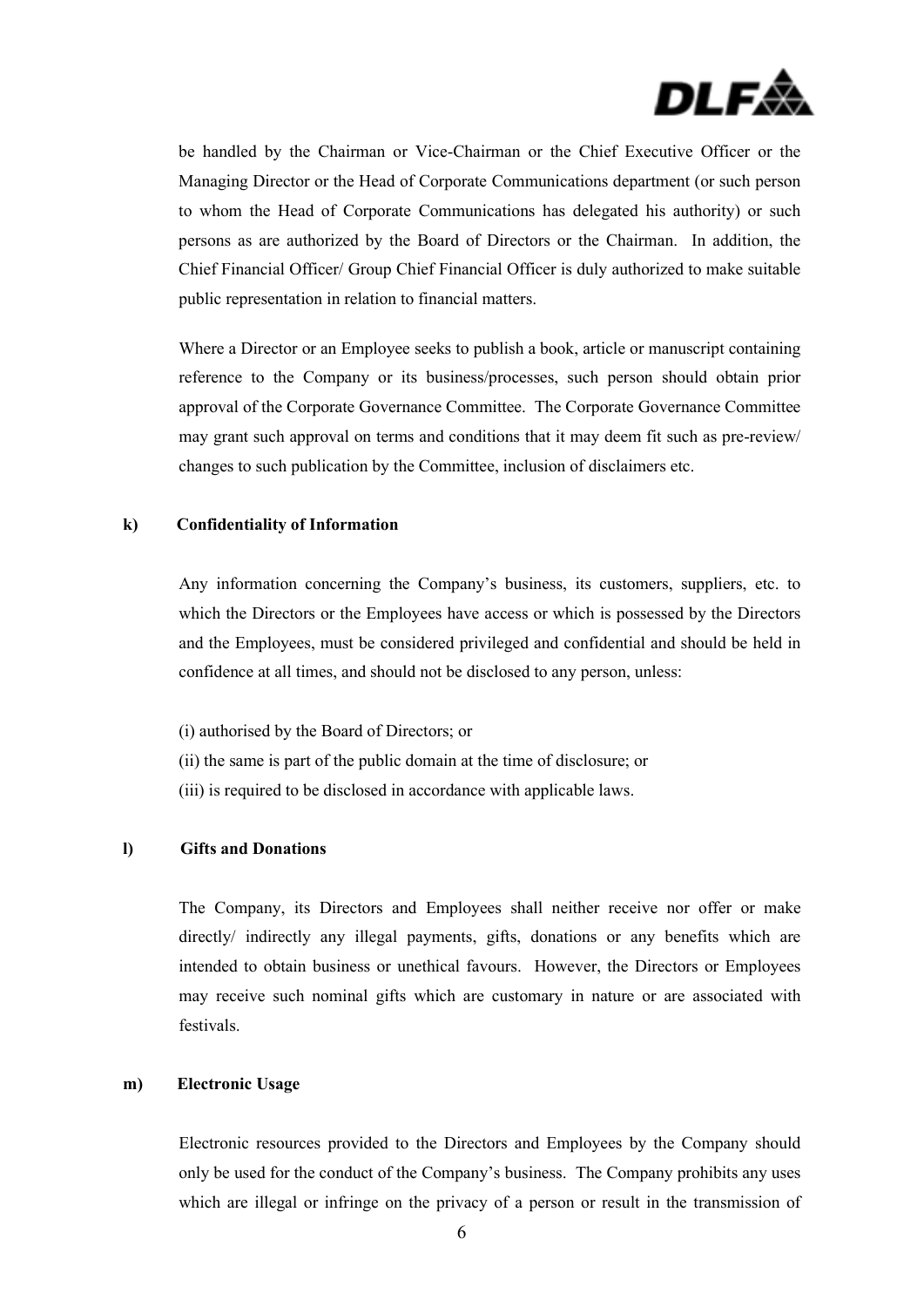be handled by the Chairman or Vice-Chairman or the Chief Executive Officer or the Managing Director or the Head of Corporate Communications department (or such person to whom the Head of Corporate Communications has delegated his authority) or such persons as are authorized by the Board of Directors or the Chairman. In addition, the Chief Financial Officer/ Group Chief Financial Officer is duly authorized to make suitable public representation in relation to financial matters.

Where a Director or an Employee seeks to publish a book, article or manuscript containing reference to the Company or its business/processes, such person should obtain prior approval of the Corporate Governance Committee. The Corporate Governance Committee may grant such approval on terms and conditions that it may deem fit such as pre-review/ changes to such publication by the Committee, inclusion of disclaimers etc.

**k) Confidentiality of Information**

Any information concerning the Company's business, its customers, suppliers, etc. to which the Directors or the Employees have access or which is possessed by the Directors and the Employees, must be considered privileged and confidential and should be held in confidence at all times, and should not be disclosed to any person, unless:

(i) authorised by the Board of Directors; or
(ii) the same is part of the public domain at the time of disclosure; or
(iii) is required to be disclosed in accordance with applicable laws.

**l) Gifts and Donations**

The Company, its Directors and Employees shall neither receive nor offer or make directly/ indirectly any illegal payments, gifts, donations or any benefits which are intended to obtain business or unethical favours. However, the Directors or Employees may receive such nominal gifts which are customary in nature or are associated with festivals.

**m) Electronic Usage**

Electronic resources provided to the Directors and Employees by the Company should only be used for the conduct of the Company's business. The Company prohibits any uses which are illegal or infringe on the privacy of a person or result in the transmission of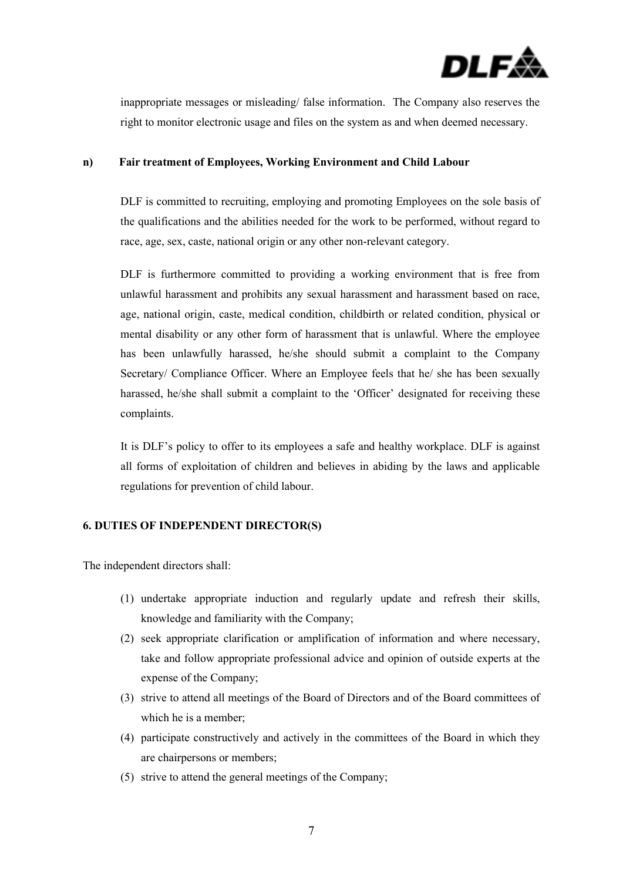inappropriate messages or misleading/ false information. The Company also reserves the right to monitor electronic usage and files on the system as and when deemed necessary.

**n) Fair treatment of Employees, Working Environment and Child Labour**

DLF is committed to recruiting, employing and promoting Employees on the sole basis of the qualifications and the abilities needed for the work to be performed, without regard to race, age, sex, caste, national origin or any other non-relevant category.

DLF is furthermore committed to providing a working environment that is free from unlawful harassment and prohibits any sexual harassment and harassment based on race, age, national origin, caste, medical condition, childbirth or related condition, physical or mental disability or any other form of harassment that is unlawful. Where the employee has been unlawfully harassed, he/she should submit a complaint to the Company Secretary/ Compliance Officer. Where an Employee feels that he/ she has been sexually harassed, he/she shall submit a complaint to the 'Officer' designated for receiving these complaints.

It is DLF's policy to offer to its employees a safe and healthy workplace. DLF is against all forms of exploitation of children and believes in abiding by the laws and applicable regulations for prevention of child labour.

## 6. DUTIES OF INDEPENDENT DIRECTOR(S)

The independent directors shall:

(1) undertake appropriate induction and regularly update and refresh their skills, knowledge and familiarity with the Company;

(2) seek appropriate clarification or amplification of information and where necessary, take and follow appropriate professional advice and opinion of outside experts at the expense of the Company;

(3) strive to attend all meetings of the Board of Directors and of the Board committees of which he is a member;

(4) participate constructively and actively in the committees of the Board in which they are chairpersons or members;

(5) strive to attend the general meetings of the Company;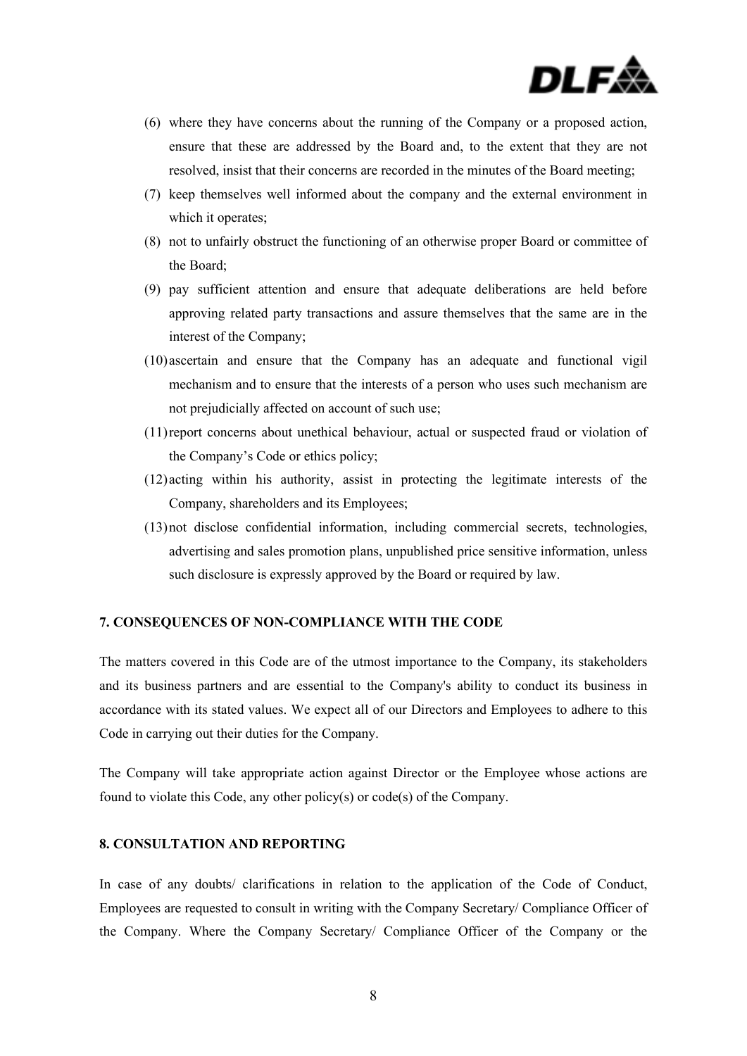(6) where they have concerns about the running of the Company or a proposed action, ensure that these are addressed by the Board and, to the extent that they are not resolved, insist that their concerns are recorded in the minutes of the Board meeting;

(7) keep themselves well informed about the company and the external environment in which it operates;

(8) not to unfairly obstruct the functioning of an otherwise proper Board or committee of the Board;

(9) pay sufficient attention and ensure that adequate deliberations are held before approving related party transactions and assure themselves that the same are in the interest of the Company;

(10) ascertain and ensure that the Company has an adequate and functional vigil mechanism and to ensure that the interests of a person who uses such mechanism are not prejudicially affected on account of such use;

(11) report concerns about unethical behaviour, actual or suspected fraud or violation of the Company's Code or ethics policy;

(12) acting within his authority, assist in protecting the legitimate interests of the Company, shareholders and its Employees;

(13) not disclose confidential information, including commercial secrets, technologies, advertising and sales promotion plans, unpublished price sensitive information, unless such disclosure is expressly approved by the Board or required by law.

**7. CONSEQUENCES OF NON-COMPLIANCE WITH THE CODE**

The matters covered in this Code are of the utmost importance to the Company, its stakeholders and its business partners and are essential to the Company's ability to conduct its business in accordance with its stated values. We expect all of our Directors and Employees to adhere to this Code in carrying out their duties for the Company.

The Company will take appropriate action against Director or the Employee whose actions are found to violate this Code, any other policy(s) or code(s) of the Company.

**8. CONSULTATION AND REPORTING**

In case of any doubts/ clarifications in relation to the application of the Code of Conduct, Employees are requested to consult in writing with the Company Secretary/ Compliance Officer of the Company. Where the Company Secretary/ Compliance Officer of the Company or the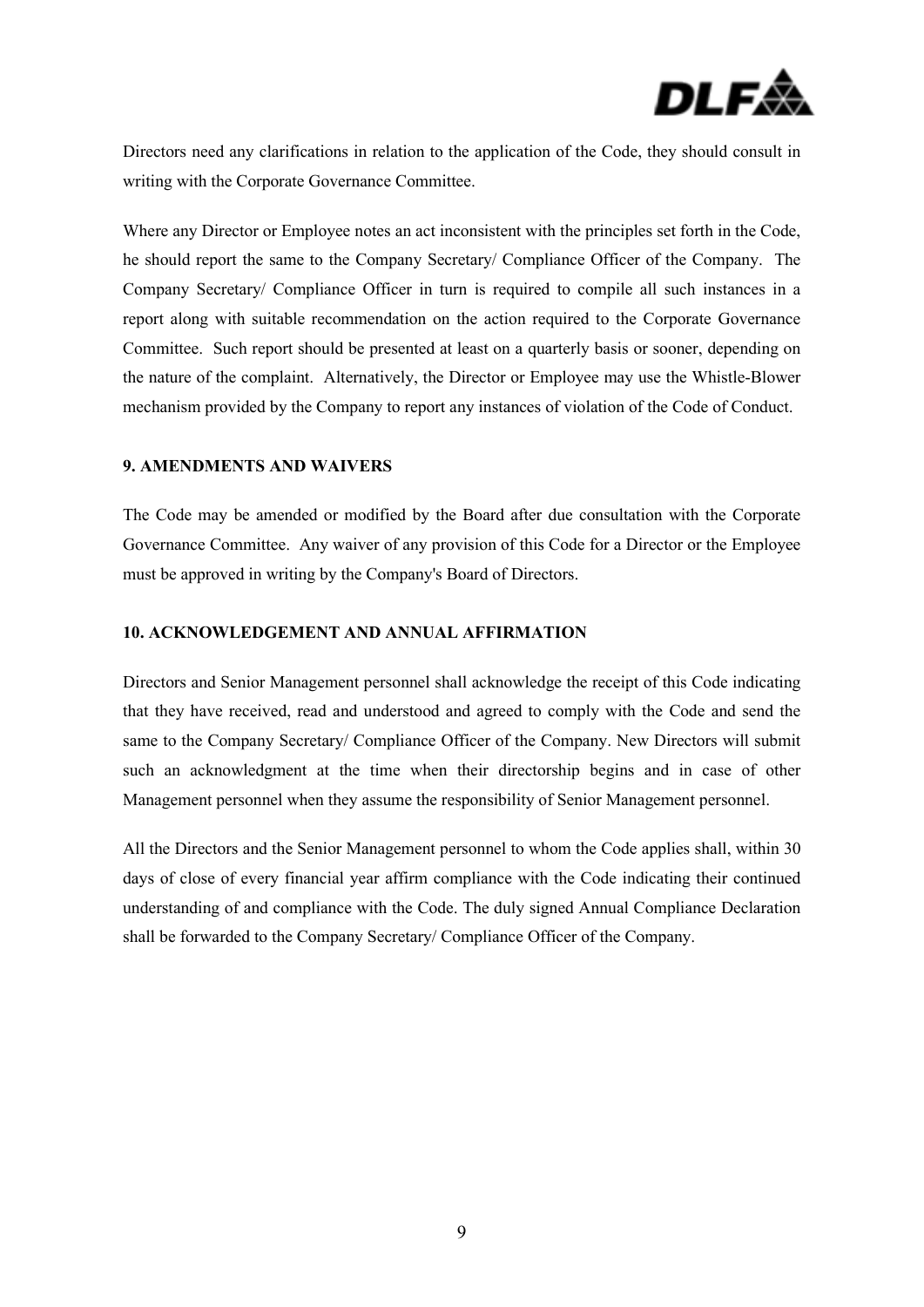Directors need any clarifications in relation to the application of the Code, they should consult in writing with the Corporate Governance Committee.

Where any Director or Employee notes an act inconsistent with the principles set forth in the Code, he should report the same to the Company Secretary/ Compliance Officer of the Company. The Company Secretary/ Compliance Officer in turn is required to compile all such instances in a report along with suitable recommendation on the action required to the Corporate Governance Committee. Such report should be presented at least on a quarterly basis or sooner, depending on the nature of the complaint. Alternatively, the Director or Employee may use the Whistle-Blower mechanism provided by the Company to report any instances of violation of the Code of Conduct.

**9. AMENDMENTS AND WAIVERS**

The Code may be amended or modified by the Board after due consultation with the Corporate Governance Committee. Any waiver of any provision of this Code for a Director or the Employee must be approved in writing by the Company's Board of Directors.

**10. ACKNOWLEDGEMENT AND ANNUAL AFFIRMATION**

Directors and Senior Management personnel shall acknowledge the receipt of this Code indicating that they have received, read and understood and agreed to comply with the Code and send the same to the Company Secretary/ Compliance Officer of the Company. New Directors will submit such an acknowledgment at the time when their directorship begins and in case of other Management personnel when they assume the responsibility of Senior Management personnel.

All the Directors and the Senior Management personnel to whom the Code applies shall, within 30 days of close of every financial year affirm compliance with the Code indicating their continued understanding of and compliance with the Code. The duly signed Annual Compliance Declaration shall be forwarded to the Company Secretary/ Compliance Officer of the Company.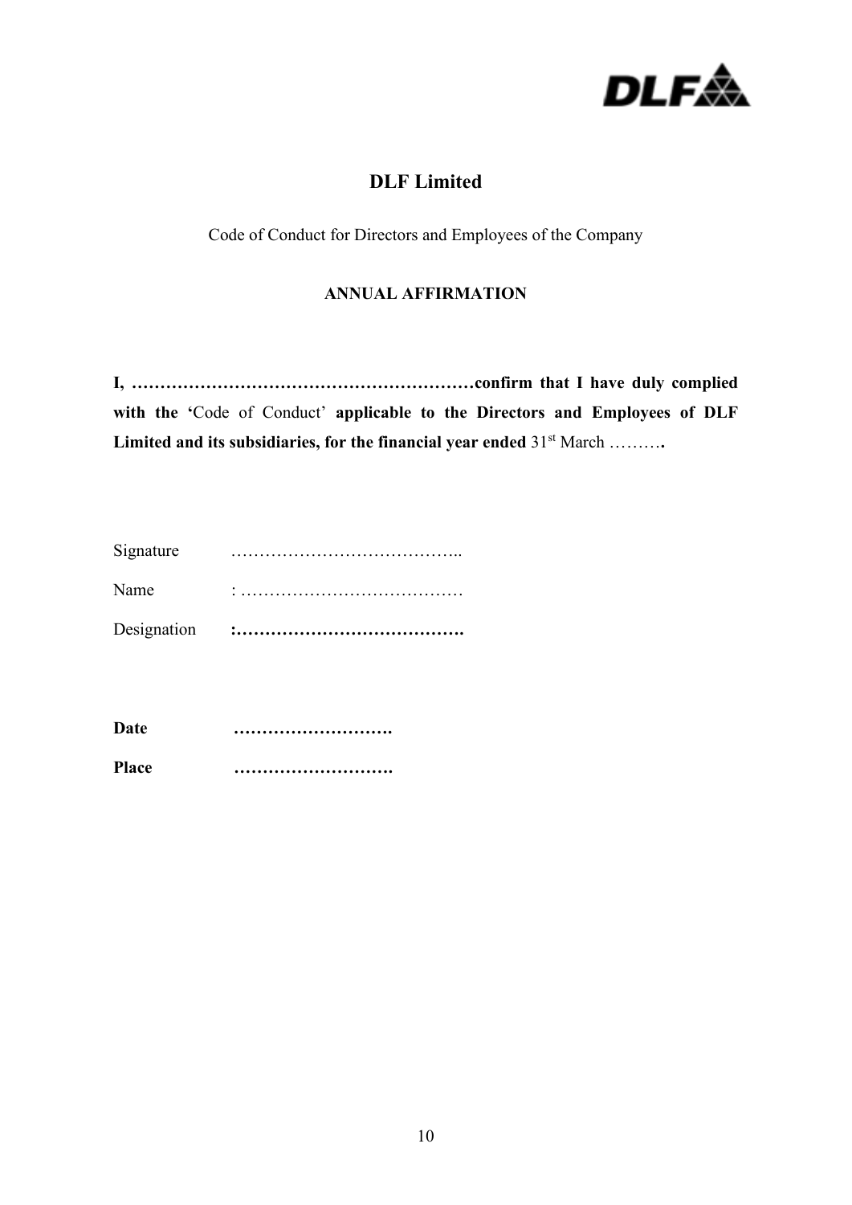# DLF Limited

Code of Conduct for Directors and Employees of the Company

**ANNUAL AFFIRMATION**

**I, ……………………………………………………confirm that I have duly complied with the '**Code of Conduct' **applicable to the Directors and Employees of DLF Limited and its subsidiaries, for the financial year ended** 31st March ……….

Signature …………………………………..

Name : …………………………………

Designation **:………………………………….**

**Date ……………………….**

**Place ……………………….**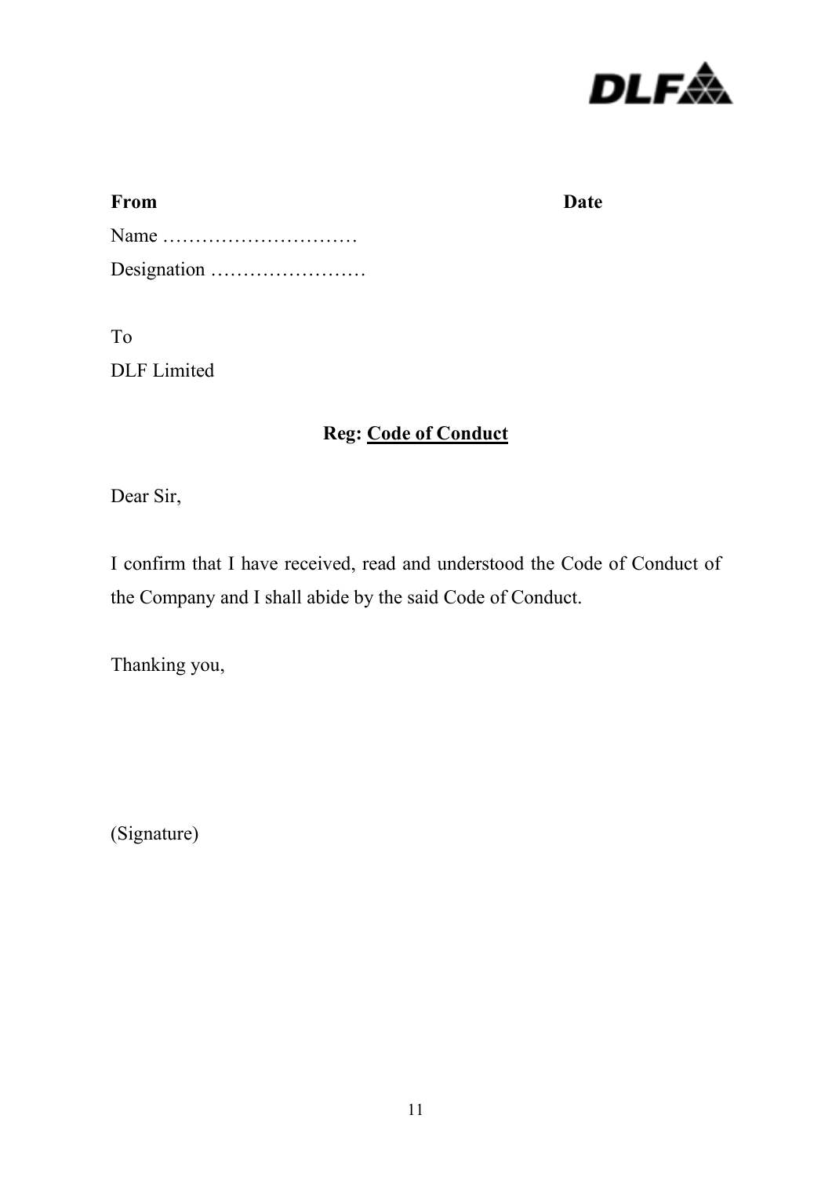**From** **Date**

Name …………………………

Designation ……………………

To

DLF Limited

**Reg: <u>Code of Conduct</u>**

Dear Sir,

I confirm that I have received, read and understood the Code of Conduct of the Company and I shall abide by the said Code of Conduct.

Thanking you,

(Signature)